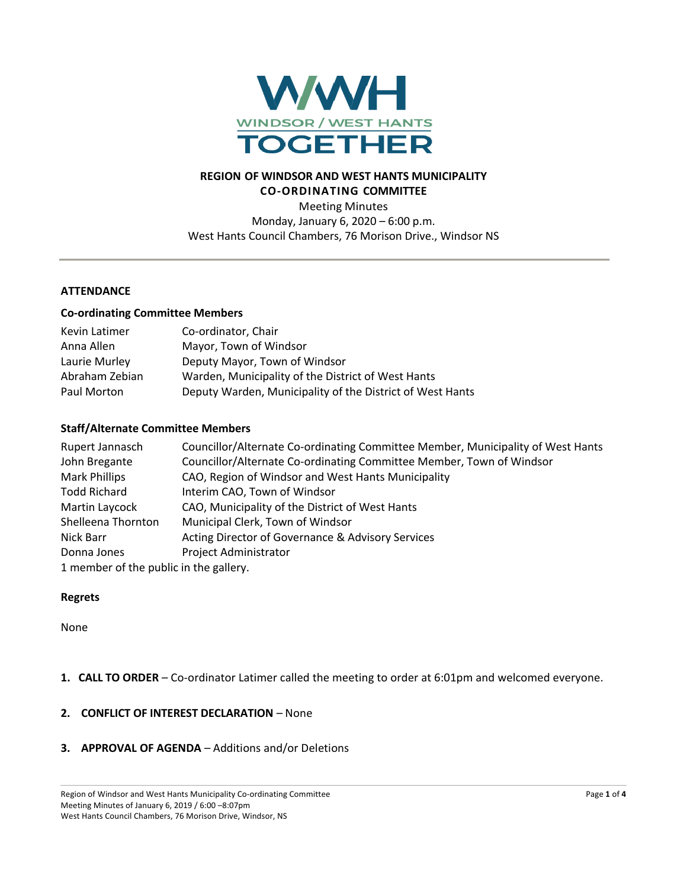**REGION OF WINDSOR AND WEST HANTS MUNICIPALITY**
**CO-ORDINATING COMMITTEE**

Meeting Minutes
Monday, January 6, 2020 – 6:00 p.m.
West Hants Council Chambers, 76 Morison Drive., Windsor NS

---

## ATTENDANCE

### Co-ordinating Committee Members

| | |
|---|---|
| Kevin Latimer | Co-ordinator, Chair |
| Anna Allen | Mayor, Town of Windsor |
| Laurie Murley | Deputy Mayor, Town of Windsor |
| Abraham Zebian | Warden, Municipality of the District of West Hants |
| Paul Morton | Deputy Warden, Municipality of the District of West Hants |

### Staff/Alternate Committee Members

| | |
|---|---|
| Rupert Jannasch | Councillor/Alternate Co-ordinating Committee Member, Municipality of West Hants |
| John Bregante | Councillor/Alternate Co-ordinating Committee Member, Town of Windsor |
| Mark Phillips | CAO, Region of Windsor and West Hants Municipality |
| Todd Richard | Interim CAO, Town of Windsor |
| Martin Laycock | CAO, Municipality of the District of West Hants |
| Shelleena Thornton | Municipal Clerk, Town of Windsor |
| Nick Barr | Acting Director of Governance & Advisory Services |
| Donna Jones | Project Administrator |

1 member of the public in the gallery.

### Regrets

None

1. **CALL TO ORDER** – Co-ordinator Latimer called the meeting to order at 6:01pm and welcomed everyone.

2. **CONFLICT OF INTEREST DECLARATION** – None

3. **APPROVAL OF AGENDA** – Additions and/or Deletions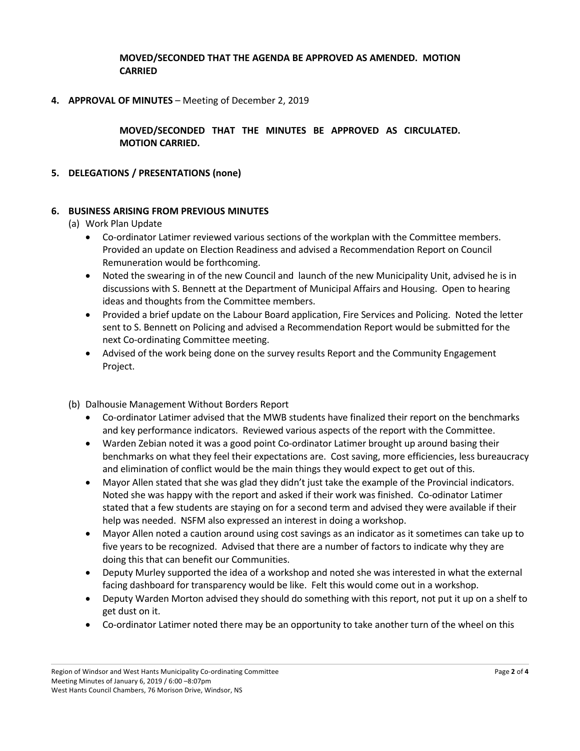**MOVED/SECONDED THAT THE AGENDA BE APPROVED AS AMENDED. MOTION CARRIED**

**4. APPROVAL OF MINUTES** – Meeting of December 2, 2019

**MOVED/SECONDED THAT THE MINUTES BE APPROVED AS CIRCULATED. MOTION CARRIED.**

**5. DELEGATIONS / PRESENTATIONS (none)**

**6. BUSINESS ARISING FROM PREVIOUS MINUTES**

(a) Work Plan Update

- Co-ordinator Latimer reviewed various sections of the workplan with the Committee members. Provided an update on Election Readiness and advised a Recommendation Report on Council Remuneration would be forthcoming.
- Noted the swearing in of the new Council and launch of the new Municipality Unit, advised he is in discussions with S. Bennett at the Department of Municipal Affairs and Housing. Open to hearing ideas and thoughts from the Committee members.
- Provided a brief update on the Labour Board application, Fire Services and Policing. Noted the letter sent to S. Bennett on Policing and advised a Recommendation Report would be submitted for the next Co-ordinating Committee meeting.
- Advised of the work being done on the survey results Report and the Community Engagement Project.

(b) Dalhousie Management Without Borders Report

- Co-ordinator Latimer advised that the MWB students have finalized their report on the benchmarks and key performance indicators. Reviewed various aspects of the report with the Committee.
- Warden Zebian noted it was a good point Co-ordinator Latimer brought up around basing their benchmarks on what they feel their expectations are. Cost saving, more efficiencies, less bureaucracy and elimination of conflict would be the main things they would expect to get out of this.
- Mayor Allen stated that she was glad they didn't just take the example of the Provincial indicators. Noted she was happy with the report and asked if their work was finished. Co-odinator Latimer stated that a few students are staying on for a second term and advised they were available if their help was needed. NSFM also expressed an interest in doing a workshop.
- Mayor Allen noted a caution around using cost savings as an indicator as it sometimes can take up to five years to be recognized. Advised that there are a number of factors to indicate why they are doing this that can benefit our Communities.
- Deputy Murley supported the idea of a workshop and noted she was interested in what the external facing dashboard for transparency would be like. Felt this would come out in a workshop.
- Deputy Warden Morton advised they should do something with this report, not put it up on a shelf to get dust on it.
- Co-ordinator Latimer noted there may be an opportunity to take another turn of the wheel on this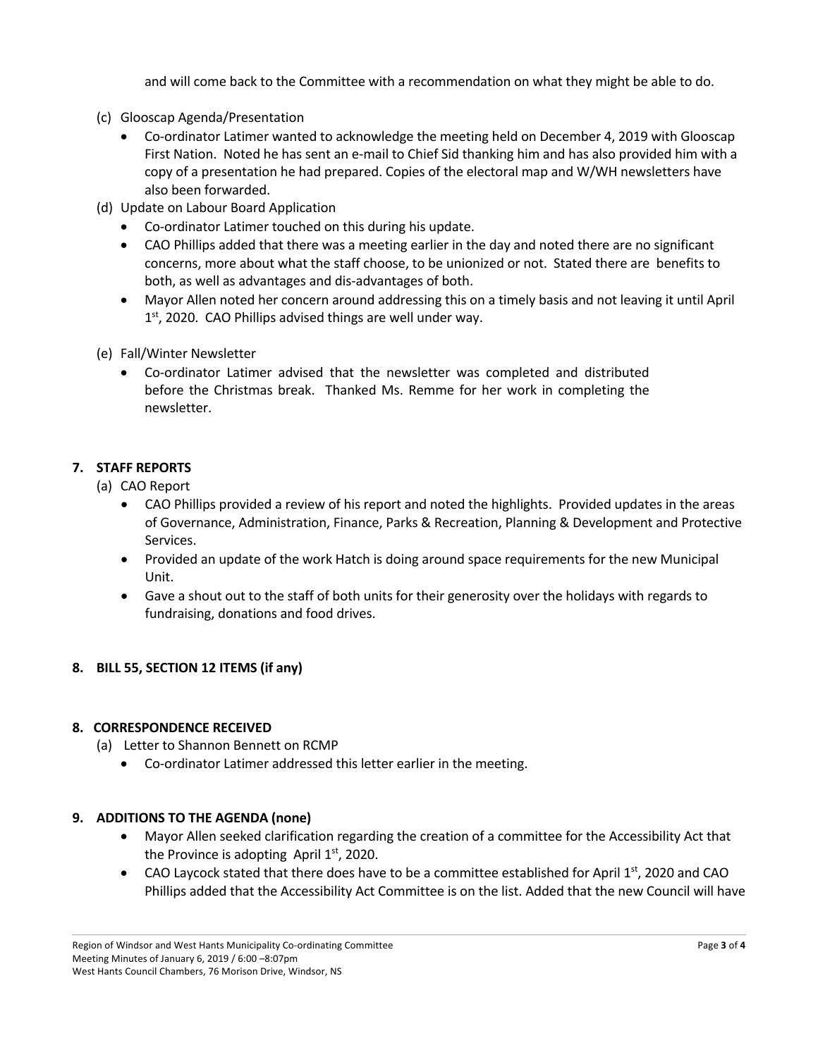and will come back to the Committee with a recommendation on what they might be able to do.

(c) Glooscap Agenda/Presentation

- Co-ordinator Latimer wanted to acknowledge the meeting held on December 4, 2019 with Glooscap First Nation. Noted he has sent an e-mail to Chief Sid thanking him and has also provided him with a copy of a presentation he had prepared. Copies of the electoral map and W/WH newsletters have also been forwarded.

(d) Update on Labour Board Application

- Co-ordinator Latimer touched on this during his update.
- CAO Phillips added that there was a meeting earlier in the day and noted there are no significant concerns, more about what the staff choose, to be unionized or not. Stated there are benefits to both, as well as advantages and dis-advantages of both.
- Mayor Allen noted her concern around addressing this on a timely basis and not leaving it until April 1st, 2020. CAO Phillips advised things are well under way.

(e) Fall/Winter Newsletter

- Co-ordinator Latimer advised that the newsletter was completed and distributed before the Christmas break. Thanked Ms. Remme for her work in completing the newsletter.

## 7. STAFF REPORTS

(a) CAO Report

- CAO Phillips provided a review of his report and noted the highlights. Provided updates in the areas of Governance, Administration, Finance, Parks & Recreation, Planning & Development and Protective Services.
- Provided an update of the work Hatch is doing around space requirements for the new Municipal Unit.
- Gave a shout out to the staff of both units for their generosity over the holidays with regards to fundraising, donations and food drives.

## 8. BILL 55, SECTION 12 ITEMS (if any)

## 8. CORRESPONDENCE RECEIVED

(a) Letter to Shannon Bennett on RCMP

- Co-ordinator Latimer addressed this letter earlier in the meeting.

## 9. ADDITIONS TO THE AGENDA (none)

- Mayor Allen seeked clarification regarding the creation of a committee for the Accessibility Act that the Province is adopting April 1st, 2020.
- CAO Laycock stated that there does have to be a committee established for April 1st, 2020 and CAO Phillips added that the Accessibility Act Committee is on the list. Added that the new Council will have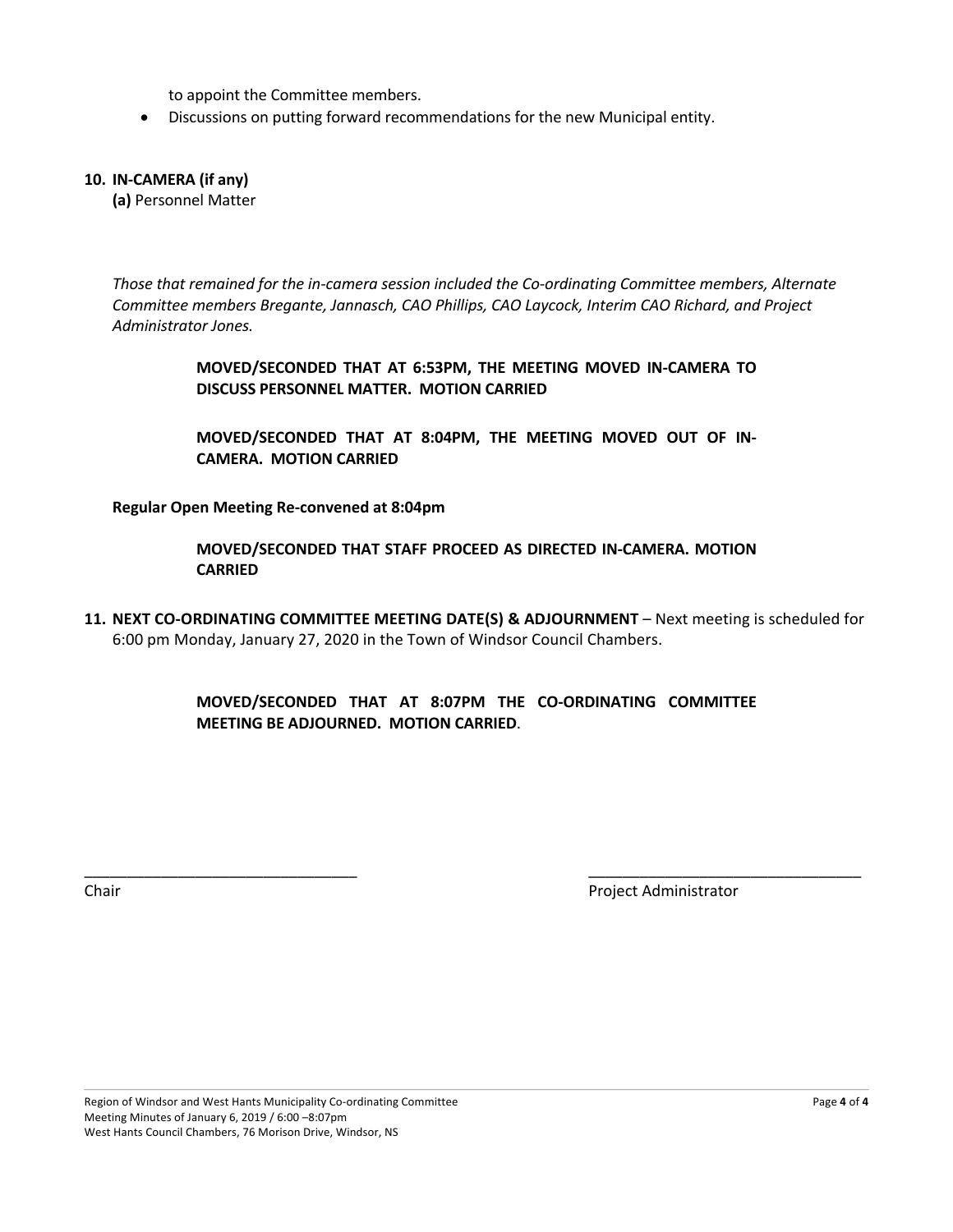to appoint the Committee members.

- Discussions on putting forward recommendations for the new Municipal entity.

**10. IN-CAMERA (if any)**

**(a)** Personnel Matter

*Those that remained for the in-camera session included the Co-ordinating Committee members, Alternate Committee members Bregante, Jannasch, CAO Phillips, CAO Laycock, Interim CAO Richard, and Project Administrator Jones.*

**MOVED/SECONDED THAT AT 6:53PM, THE MEETING MOVED IN-CAMERA TO DISCUSS PERSONNEL MATTER. MOTION CARRIED**

**MOVED/SECONDED THAT AT 8:04PM, THE MEETING MOVED OUT OF IN-CAMERA. MOTION CARRIED**

**Regular Open Meeting Re-convened at 8:04pm**

**MOVED/SECONDED THAT STAFF PROCEED AS DIRECTED IN-CAMERA. MOTION CARRIED**

**11. NEXT CO-ORDINATING COMMITTEE MEETING DATE(S) & ADJOURNMENT** – Next meeting is scheduled for 6:00 pm Monday, January 27, 2020 in the Town of Windsor Council Chambers.

**MOVED/SECONDED THAT AT 8:07PM THE CO-ORDINATING COMMITTEE MEETING BE ADJOURNED. MOTION CARRIED**.

\_\_\_\_\_\_\_\_\_\_\_\_\_\_\_\_\_\_\_\_\_\_\_\_\_\_\_\_\_\_\_\_

Chair

\_\_\_\_\_\_\_\_\_\_\_\_\_\_\_\_\_\_\_\_\_\_\_\_\_\_\_\_\_\_\_\_

Project Administrator